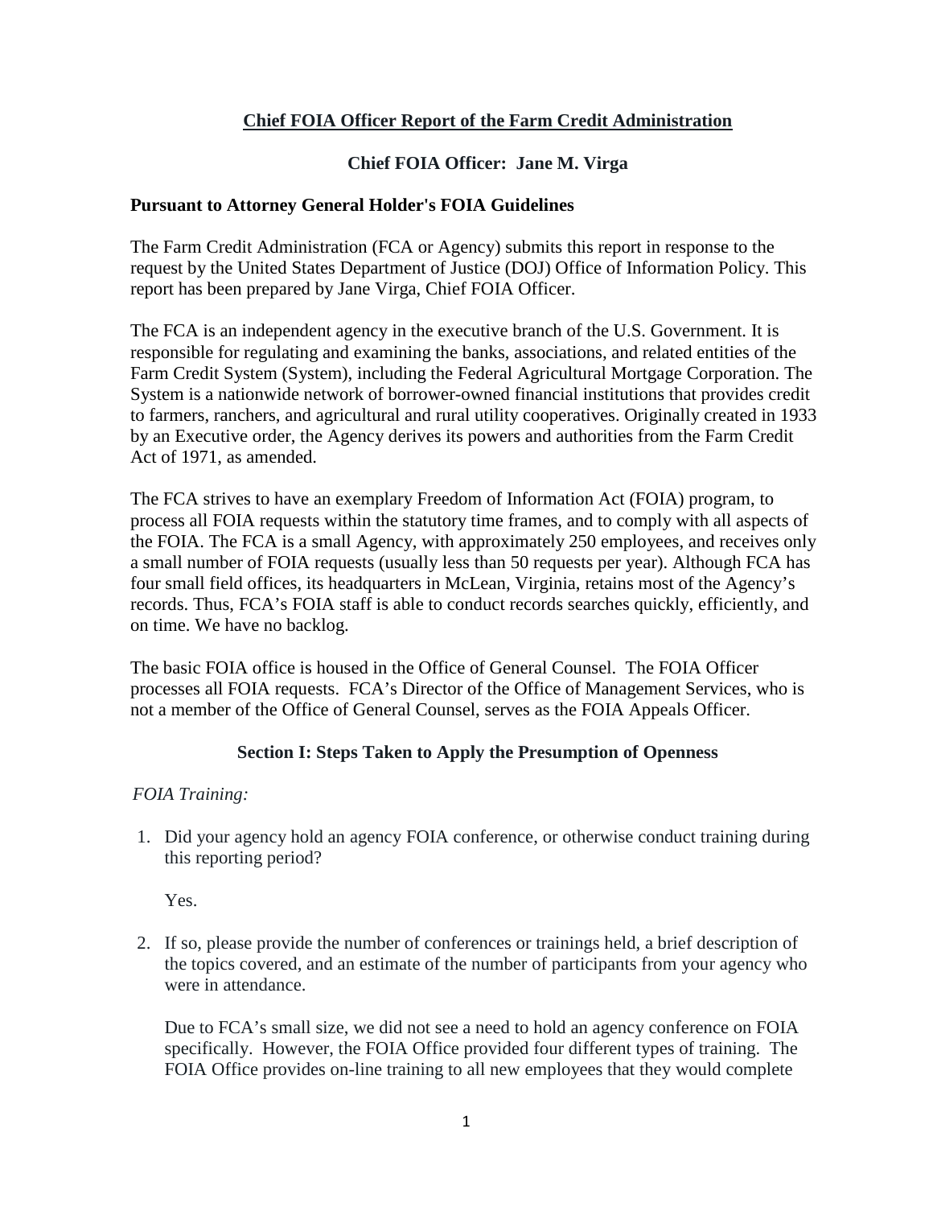# Chief FOIA Officer Report of the Farm Credit Administration

## Chief FOIA Officer: Jane M. Virga

### Pursuant to Attorney General Holder's FOIA Guidelines

The Farm Credit Administration (FCA or Agency) submits this report in response to the request by the United States Department of Justice (DOJ) Office of Information Policy. This report has been prepared by Jane Virga, Chief FOIA Officer.

The FCA is an independent agency in the executive branch of the U.S. Government. It is responsible for regulating and examining the banks, associations, and related entities of the Farm Credit System (System), including the Federal Agricultural Mortgage Corporation. The System is a nationwide network of borrower-owned financial institutions that provides credit to farmers, ranchers, and agricultural and rural utility cooperatives. Originally created in 1933 by an Executive order, the Agency derives its powers and authorities from the Farm Credit Act of 1971, as amended.

The FCA strives to have an exemplary Freedom of Information Act (FOIA) program, to process all FOIA requests within the statutory time frames, and to comply with all aspects of the FOIA. The FCA is a small Agency, with approximately 250 employees, and receives only a small number of FOIA requests (usually less than 50 requests per year). Although FCA has four small field offices, its headquarters in McLean, Virginia, retains most of the Agency's records. Thus, FCA's FOIA staff is able to conduct records searches quickly, efficiently, and on time. We have no backlog.

The basic FOIA office is housed in the Office of General Counsel. The FOIA Officer processes all FOIA requests. FCA's Director of the Office of Management Services, who is not a member of the Office of General Counsel, serves as the FOIA Appeals Officer.

## Section I: Steps Taken to Apply the Presumption of Openness

*FOIA Training:*

1. Did your agency hold an agency FOIA conference, or otherwise conduct training during this reporting period?

   Yes.

2. If so, please provide the number of conferences or trainings held, a brief description of the topics covered, and an estimate of the number of participants from your agency who were in attendance.

   Due to FCA's small size, we did not see a need to hold an agency conference on FOIA specifically. However, the FOIA Office provided four different types of training. The FOIA Office provides on-line training to all new employees that they would complete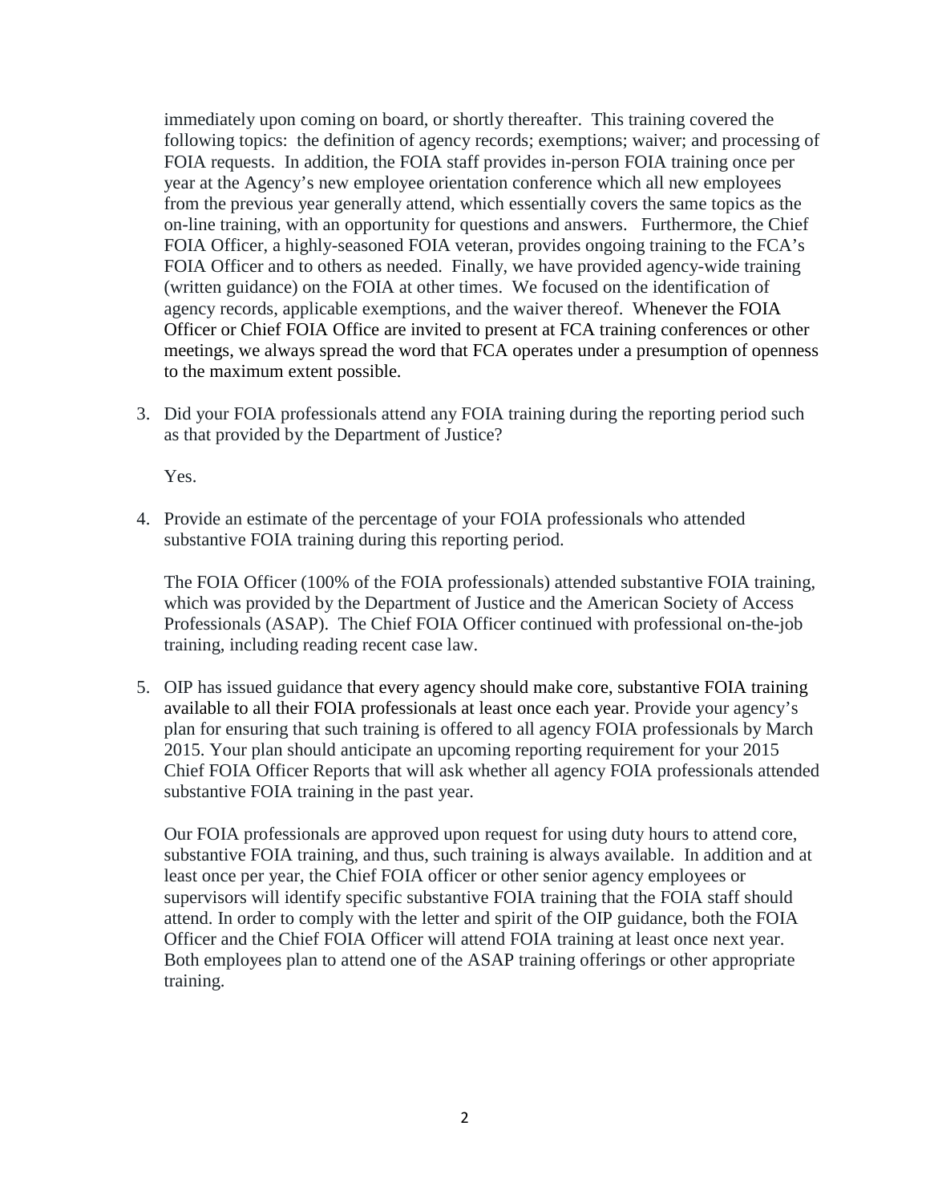immediately upon coming on board, or shortly thereafter. This training covered the following topics: the definition of agency records; exemptions; waiver; and processing of FOIA requests. In addition, the FOIA staff provides in-person FOIA training once per year at the Agency's new employee orientation conference which all new employees from the previous year generally attend, which essentially covers the same topics as the on-line training, with an opportunity for questions and answers. Furthermore, the Chief FOIA Officer, a highly-seasoned FOIA veteran, provides ongoing training to the FCA's FOIA Officer and to others as needed. Finally, we have provided agency-wide training (written guidance) on the FOIA at other times. We focused on the identification of agency records, applicable exemptions, and the waiver thereof. Whenever the FOIA Officer or Chief FOIA Office are invited to present at FCA training conferences or other meetings, we always spread the word that FCA operates under a presumption of openness to the maximum extent possible.

3. Did your FOIA professionals attend any FOIA training during the reporting period such as that provided by the Department of Justice?

   Yes.

4. Provide an estimate of the percentage of your FOIA professionals who attended substantive FOIA training during this reporting period.

   The FOIA Officer (100% of the FOIA professionals) attended substantive FOIA training, which was provided by the Department of Justice and the American Society of Access Professionals (ASAP). The Chief FOIA Officer continued with professional on-the-job training, including reading recent case law.

5. OIP has issued guidance that every agency should make core, substantive FOIA training available to all their FOIA professionals at least once each year. Provide your agency's plan for ensuring that such training is offered to all agency FOIA professionals by March 2015. Your plan should anticipate an upcoming reporting requirement for your 2015 Chief FOIA Officer Reports that will ask whether all agency FOIA professionals attended substantive FOIA training in the past year.

   Our FOIA professionals are approved upon request for using duty hours to attend core, substantive FOIA training, and thus, such training is always available. In addition and at least once per year, the Chief FOIA officer or other senior agency employees or supervisors will identify specific substantive FOIA training that the FOIA staff should attend. In order to comply with the letter and spirit of the OIP guidance, both the FOIA Officer and the Chief FOIA Officer will attend FOIA training at least once next year. Both employees plan to attend one of the ASAP training offerings or other appropriate training.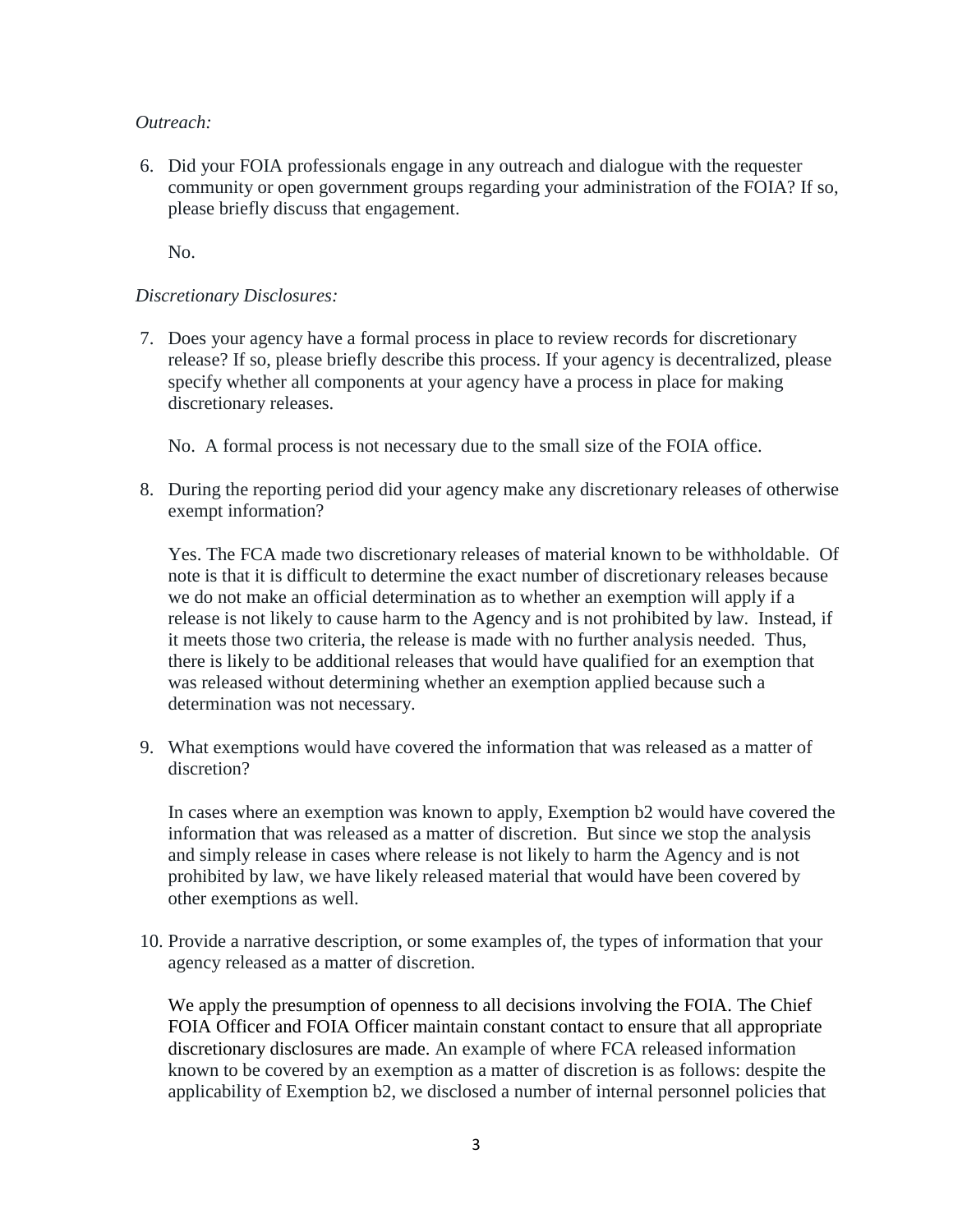*Outreach:*

6. Did your FOIA professionals engage in any outreach and dialogue with the requester community or open government groups regarding your administration of the FOIA? If so, please briefly discuss that engagement.

   No.

*Discretionary Disclosures:*

7. Does your agency have a formal process in place to review records for discretionary release? If so, please briefly describe this process. If your agency is decentralized, please specify whether all components at your agency have a process in place for making discretionary releases.

   No. A formal process is not necessary due to the small size of the FOIA office.

8. During the reporting period did your agency make any discretionary releases of otherwise exempt information?

   Yes. The FCA made two discretionary releases of material known to be withholdable. Of note is that it is difficult to determine the exact number of discretionary releases because we do not make an official determination as to whether an exemption will apply if a release is not likely to cause harm to the Agency and is not prohibited by law. Instead, if it meets those two criteria, the release is made with no further analysis needed. Thus, there is likely to be additional releases that would have qualified for an exemption that was released without determining whether an exemption applied because such a determination was not necessary.

9. What exemptions would have covered the information that was released as a matter of discretion?

   In cases where an exemption was known to apply, Exemption b2 would have covered the information that was released as a matter of discretion. But since we stop the analysis and simply release in cases where release is not likely to harm the Agency and is not prohibited by law, we have likely released material that would have been covered by other exemptions as well.

10. Provide a narrative description, or some examples of, the types of information that your agency released as a matter of discretion.

    We apply the presumption of openness to all decisions involving the FOIA. The Chief FOIA Officer and FOIA Officer maintain constant contact to ensure that all appropriate discretionary disclosures are made. An example of where FCA released information known to be covered by an exemption as a matter of discretion is as follows: despite the applicability of Exemption b2, we disclosed a number of internal personnel policies that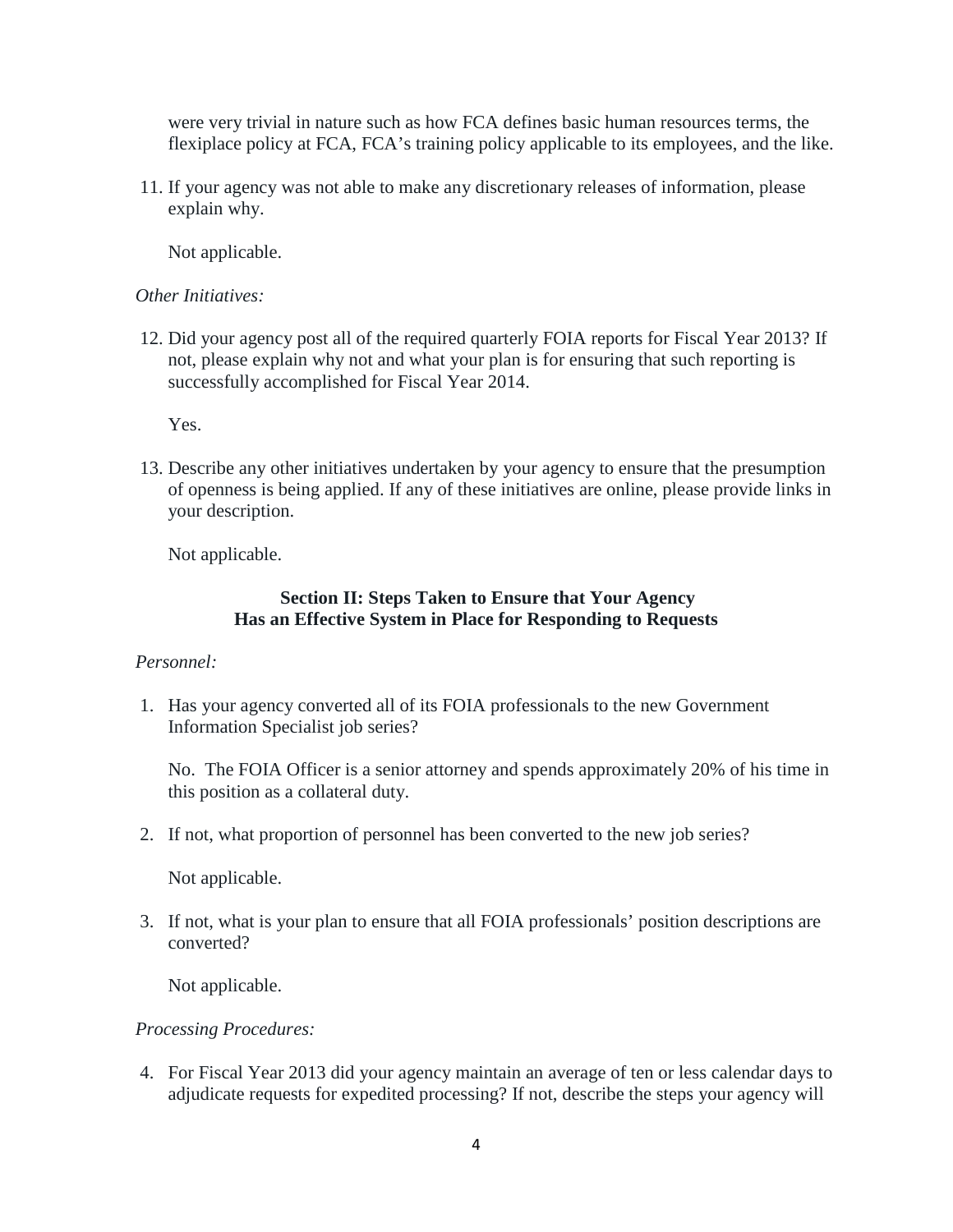were very trivial in nature such as how FCA defines basic human resources terms, the flexiplace policy at FCA, FCA's training policy applicable to its employees, and the like.

11. If your agency was not able to make any discretionary releases of information, please explain why.

    Not applicable.

*Other Initiatives:*

12. Did your agency post all of the required quarterly FOIA reports for Fiscal Year 2013? If not, please explain why not and what your plan is for ensuring that such reporting is successfully accomplished for Fiscal Year 2014.

    Yes.

13. Describe any other initiatives undertaken by your agency to ensure that the presumption of openness is being applied. If any of these initiatives are online, please provide links in your description.

    Not applicable.

## Section II: Steps Taken to Ensure that Your Agency Has an Effective System in Place for Responding to Requests

*Personnel:*

1. Has your agency converted all of its FOIA professionals to the new Government Information Specialist job series?

   No. The FOIA Officer is a senior attorney and spends approximately 20% of his time in this position as a collateral duty.

2. If not, what proportion of personnel has been converted to the new job series?

   Not applicable.

3. If not, what is your plan to ensure that all FOIA professionals' position descriptions are converted?

   Not applicable.

*Processing Procedures:*

4. For Fiscal Year 2013 did your agency maintain an average of ten or less calendar days to adjudicate requests for expedited processing? If not, describe the steps your agency will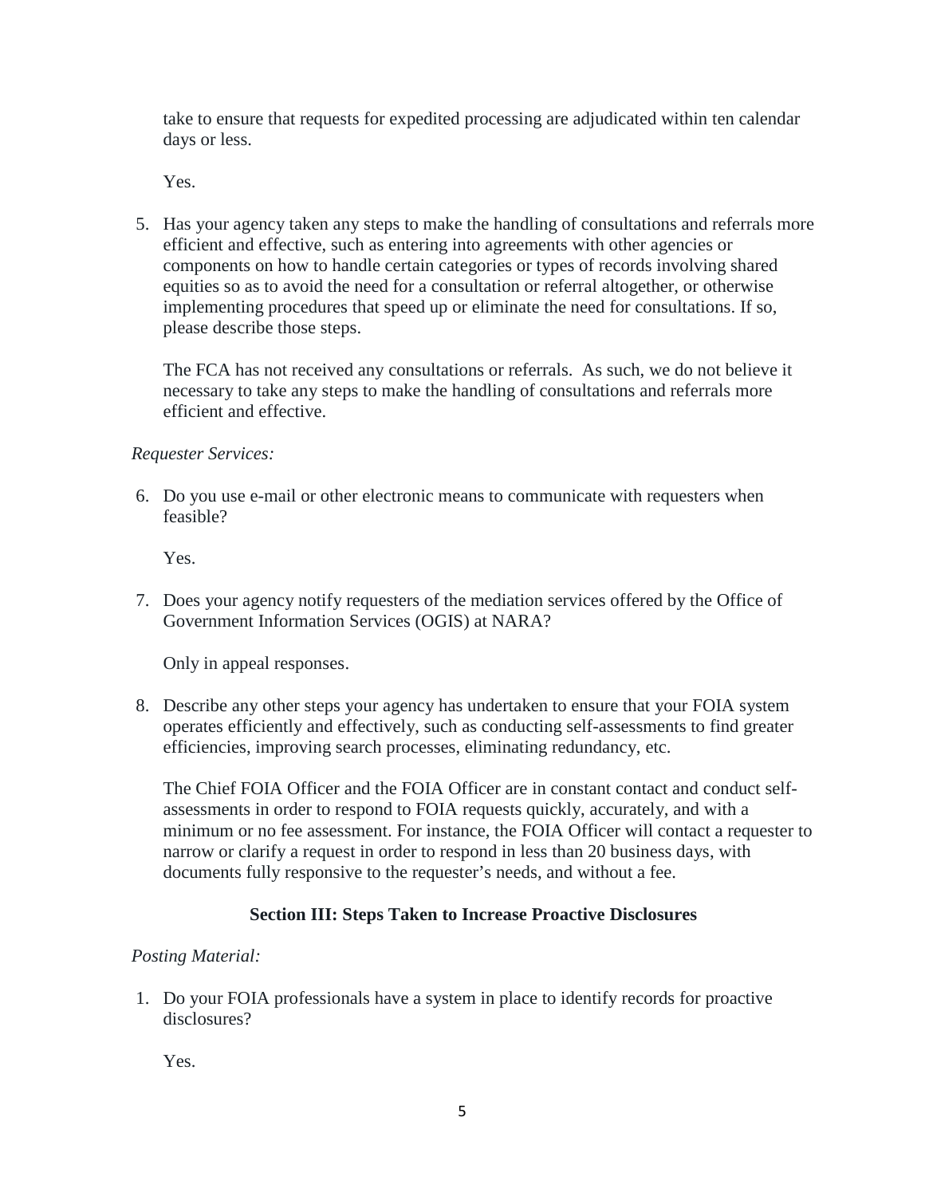take to ensure that requests for expedited processing are adjudicated within ten calendar days or less.

Yes.

5. Has your agency taken any steps to make the handling of consultations and referrals more efficient and effective, such as entering into agreements with other agencies or components on how to handle certain categories or types of records involving shared equities so as to avoid the need for a consultation or referral altogether, or otherwise implementing procedures that speed up or eliminate the need for consultations. If so, please describe those steps.

   The FCA has not received any consultations or referrals. As such, we do not believe it necessary to take any steps to make the handling of consultations and referrals more efficient and effective.

*Requester Services:*

6. Do you use e-mail or other electronic means to communicate with requesters when feasible?

   Yes.

7. Does your agency notify requesters of the mediation services offered by the Office of Government Information Services (OGIS) at NARA?

   Only in appeal responses.

8. Describe any other steps your agency has undertaken to ensure that your FOIA system operates efficiently and effectively, such as conducting self-assessments to find greater efficiencies, improving search processes, eliminating redundancy, etc.

   The Chief FOIA Officer and the FOIA Officer are in constant contact and conduct self-assessments in order to respond to FOIA requests quickly, accurately, and with a minimum or no fee assessment. For instance, the FOIA Officer will contact a requester to narrow or clarify a request in order to respond in less than 20 business days, with documents fully responsive to the requester's needs, and without a fee.

## Section III: Steps Taken to Increase Proactive Disclosures

*Posting Material:*

1. Do your FOIA professionals have a system in place to identify records for proactive disclosures?

   Yes.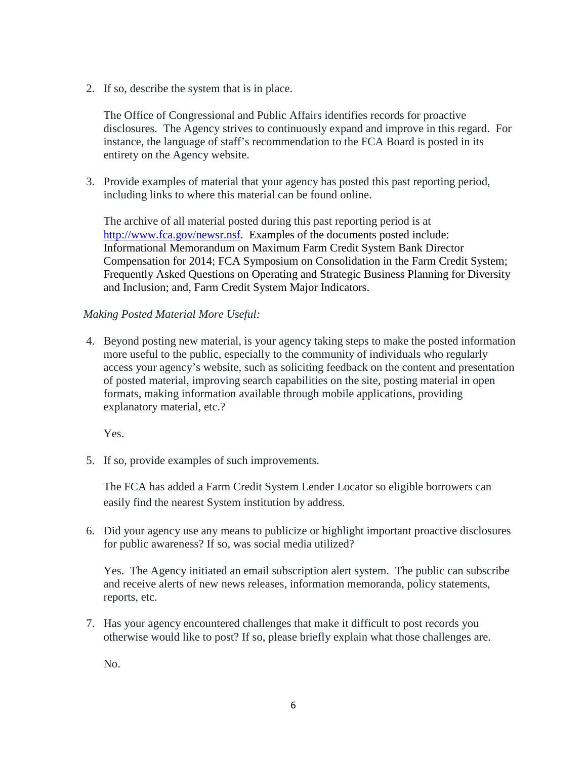2. If so, describe the system that is in place.

   The Office of Congressional and Public Affairs identifies records for proactive disclosures. The Agency strives to continuously expand and improve in this regard. For instance, the language of staff's recommendation to the FCA Board is posted in its entirety on the Agency website.

3. Provide examples of material that your agency has posted this past reporting period, including links to where this material can be found online.

   The archive of all material posted during this past reporting period is at [http://www.fca.gov/newsr.nsf](http://www.fca.gov/newsr.nsf). Examples of the documents posted include: Informational Memorandum on Maximum Farm Credit System Bank Director Compensation for 2014; FCA Symposium on Consolidation in the Farm Credit System; Frequently Asked Questions on Operating and Strategic Business Planning for Diversity and Inclusion; and, Farm Credit System Major Indicators.

*Making Posted Material More Useful:*

4. Beyond posting new material, is your agency taking steps to make the posted information more useful to the public, especially to the community of individuals who regularly access your agency's website, such as soliciting feedback on the content and presentation of posted material, improving search capabilities on the site, posting material in open formats, making information available through mobile applications, providing explanatory material, etc.?

   Yes.

5. If so, provide examples of such improvements.

   The FCA has added a Farm Credit System Lender Locator so eligible borrowers can easily find the nearest System institution by address.

6. Did your agency use any means to publicize or highlight important proactive disclosures for public awareness? If so, was social media utilized?

   Yes. The Agency initiated an email subscription alert system. The public can subscribe and receive alerts of new news releases, information memoranda, policy statements, reports, etc.

7. Has your agency encountered challenges that make it difficult to post records you otherwise would like to post? If so, please briefly explain what those challenges are.

   No.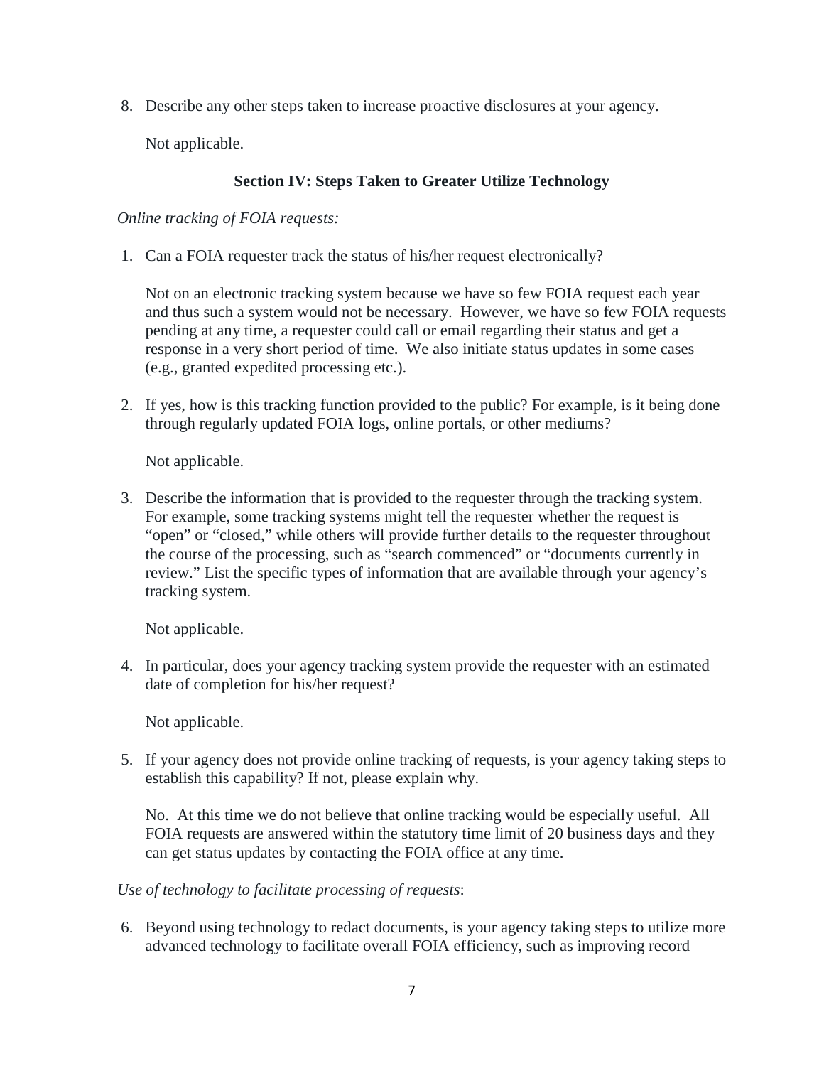8. Describe any other steps taken to increase proactive disclosures at your agency.

   Not applicable.

## Section IV: Steps Taken to Greater Utilize Technology

*Online tracking of FOIA requests:*

1. Can a FOIA requester track the status of his/her request electronically?

   Not on an electronic tracking system because we have so few FOIA request each year and thus such a system would not be necessary. However, we have so few FOIA requests pending at any time, a requester could call or email regarding their status and get a response in a very short period of time. We also initiate status updates in some cases (e.g., granted expedited processing etc.).

2. If yes, how is this tracking function provided to the public? For example, is it being done through regularly updated FOIA logs, online portals, or other mediums?

   Not applicable.

3. Describe the information that is provided to the requester through the tracking system. For example, some tracking systems might tell the requester whether the request is "open" or "closed," while others will provide further details to the requester throughout the course of the processing, such as "search commenced" or "documents currently in review." List the specific types of information that are available through your agency's tracking system.

   Not applicable.

4. In particular, does your agency tracking system provide the requester with an estimated date of completion for his/her request?

   Not applicable.

5. If your agency does not provide online tracking of requests, is your agency taking steps to establish this capability? If not, please explain why.

   No. At this time we do not believe that online tracking would be especially useful. All FOIA requests are answered within the statutory time limit of 20 business days and they can get status updates by contacting the FOIA office at any time.

*Use of technology to facilitate processing of requests*:

6. Beyond using technology to redact documents, is your agency taking steps to utilize more advanced technology to facilitate overall FOIA efficiency, such as improving record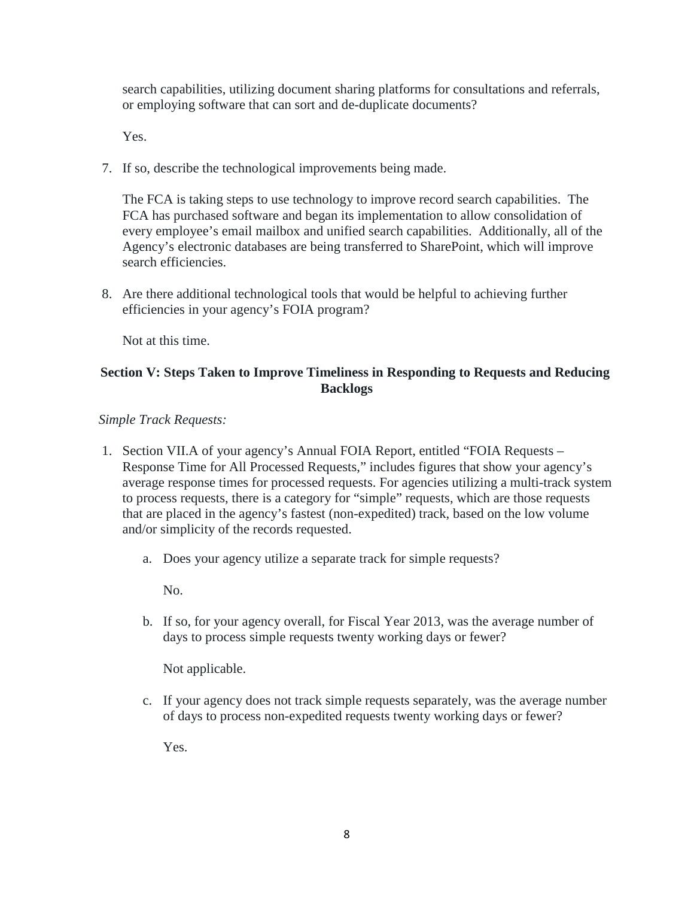search capabilities, utilizing document sharing platforms for consultations and referrals, or employing software that can sort and de-duplicate documents?

Yes.

7. If so, describe the technological improvements being made.

   The FCA is taking steps to use technology to improve record search capabilities. The FCA has purchased software and began its implementation to allow consolidation of every employee's email mailbox and unified search capabilities. Additionally, all of the Agency's electronic databases are being transferred to SharePoint, which will improve search efficiencies.

8. Are there additional technological tools that would be helpful to achieving further efficiencies in your agency's FOIA program?

   Not at this time.

## Section V: Steps Taken to Improve Timeliness in Responding to Requests and Reducing Backlogs

*Simple Track Requests:*

1. Section VII.A of your agency's Annual FOIA Report, entitled "FOIA Requests – Response Time for All Processed Requests," includes figures that show your agency's average response times for processed requests. For agencies utilizing a multi-track system to process requests, there is a category for "simple" requests, which are those requests that are placed in the agency's fastest (non-expedited) track, based on the low volume and/or simplicity of the records requested.

   a. Does your agency utilize a separate track for simple requests?

      No.

   b. If so, for your agency overall, for Fiscal Year 2013, was the average number of days to process simple requests twenty working days or fewer?

      Not applicable.

   c. If your agency does not track simple requests separately, was the average number of days to process non-expedited requests twenty working days or fewer?

      Yes.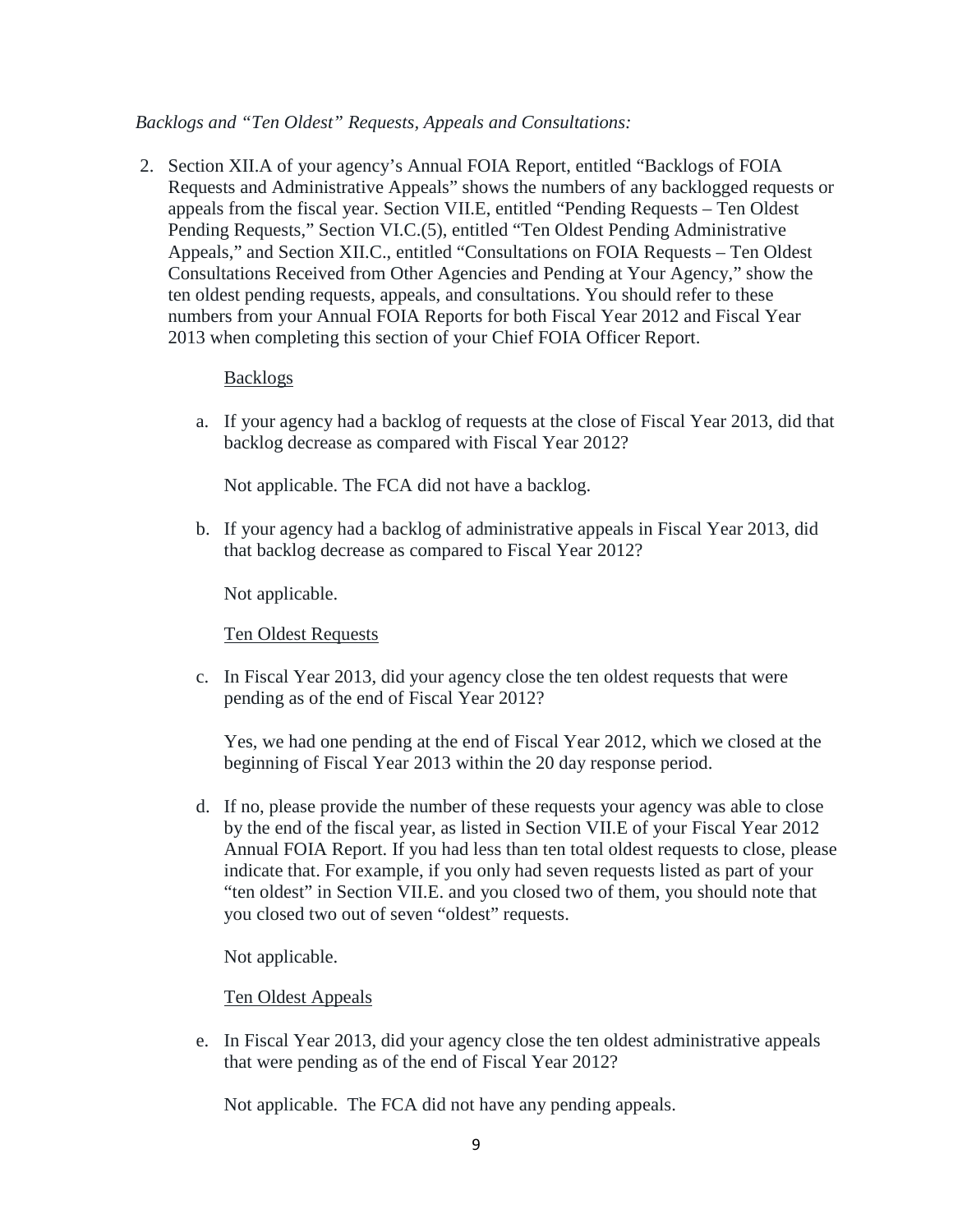*Backlogs and "Ten Oldest" Requests, Appeals and Consultations:*

2. Section XII.A of your agency's Annual FOIA Report, entitled "Backlogs of FOIA Requests and Administrative Appeals" shows the numbers of any backlogged requests or appeals from the fiscal year. Section VII.E, entitled "Pending Requests – Ten Oldest Pending Requests," Section VI.C.(5), entitled "Ten Oldest Pending Administrative Appeals," and Section XII.C., entitled "Consultations on FOIA Requests – Ten Oldest Consultations Received from Other Agencies and Pending at Your Agency," show the ten oldest pending requests, appeals, and consultations. You should refer to these numbers from your Annual FOIA Reports for both Fiscal Year 2012 and Fiscal Year 2013 when completing this section of your Chief FOIA Officer Report.

   <u>Backlogs</u>

   a. If your agency had a backlog of requests at the close of Fiscal Year 2013, did that backlog decrease as compared with Fiscal Year 2012?

      Not applicable. The FCA did not have a backlog.

   b. If your agency had a backlog of administrative appeals in Fiscal Year 2013, did that backlog decrease as compared to Fiscal Year 2012?

      Not applicable.

   <u>Ten Oldest Requests</u>

   c. In Fiscal Year 2013, did your agency close the ten oldest requests that were pending as of the end of Fiscal Year 2012?

      Yes, we had one pending at the end of Fiscal Year 2012, which we closed at the beginning of Fiscal Year 2013 within the 20 day response period.

   d. If no, please provide the number of these requests your agency was able to close by the end of the fiscal year, as listed in Section VII.E of your Fiscal Year 2012 Annual FOIA Report. If you had less than ten total oldest requests to close, please indicate that. For example, if you only had seven requests listed as part of your "ten oldest" in Section VII.E. and you closed two of them, you should note that you closed two out of seven "oldest" requests.

      Not applicable.

   <u>Ten Oldest Appeals</u>

   e. In Fiscal Year 2013, did your agency close the ten oldest administrative appeals that were pending as of the end of Fiscal Year 2012?

      Not applicable. The FCA did not have any pending appeals.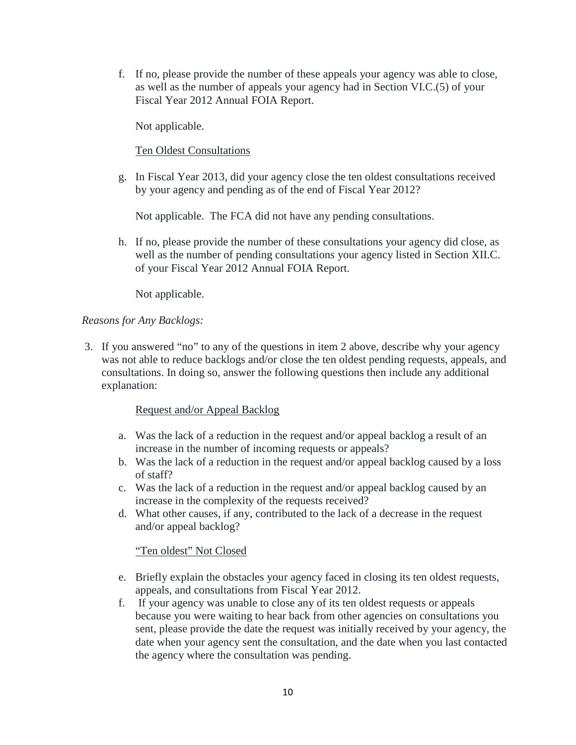f. If no, please provide the number of these appeals your agency was able to close, as well as the number of appeals your agency had in Section VI.C.(5) of your Fiscal Year 2012 Annual FOIA Report.

   Not applicable.

   Ten Oldest Consultations

g. In Fiscal Year 2013, did your agency close the ten oldest consultations received by your agency and pending as of the end of Fiscal Year 2012?

   Not applicable. The FCA did not have any pending consultations.

h. If no, please provide the number of these consultations your agency did close, as well as the number of pending consultations your agency listed in Section XII.C. of your Fiscal Year 2012 Annual FOIA Report.

   Not applicable.

*Reasons for Any Backlogs:*

3. If you answered "no" to any of the questions in item 2 above, describe why your agency was not able to reduce backlogs and/or close the ten oldest pending requests, appeals, and consultations. In doing so, answer the following questions then include any additional explanation:

   Request and/or Appeal Backlog

   a. Was the lack of a reduction in the request and/or appeal backlog a result of an increase in the number of incoming requests or appeals?
   b. Was the lack of a reduction in the request and/or appeal backlog caused by a loss of staff?
   c. Was the lack of a reduction in the request and/or appeal backlog caused by an increase in the complexity of the requests received?
   d. What other causes, if any, contributed to the lack of a decrease in the request and/or appeal backlog?

   "Ten oldest" Not Closed

   e. Briefly explain the obstacles your agency faced in closing its ten oldest requests, appeals, and consultations from Fiscal Year 2012.
   f. If your agency was unable to close any of its ten oldest requests or appeals because you were waiting to hear back from other agencies on consultations you sent, please provide the date the request was initially received by your agency, the date when your agency sent the consultation, and the date when you last contacted the agency where the consultation was pending.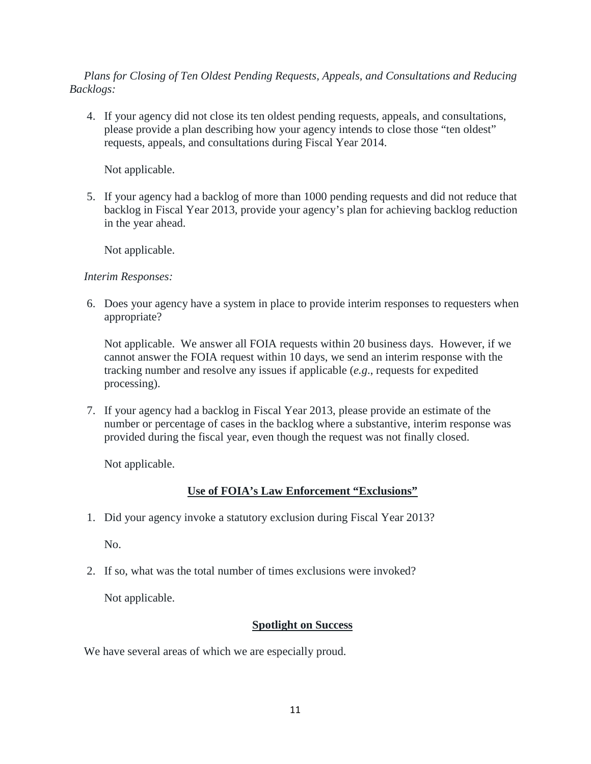*Plans for Closing of Ten Oldest Pending Requests, Appeals, and Consultations and Reducing Backlogs:*

4. If your agency did not close its ten oldest pending requests, appeals, and consultations, please provide a plan describing how your agency intends to close those "ten oldest" requests, appeals, and consultations during Fiscal Year 2014.

   Not applicable.

5. If your agency had a backlog of more than 1000 pending requests and did not reduce that backlog in Fiscal Year 2013, provide your agency's plan for achieving backlog reduction in the year ahead.

   Not applicable.

*Interim Responses:*

6. Does your agency have a system in place to provide interim responses to requesters when appropriate?

   Not applicable. We answer all FOIA requests within 20 business days. However, if we cannot answer the FOIA request within 10 days, we send an interim response with the tracking number and resolve any issues if applicable (*e.g.*, requests for expedited processing).

7. If your agency had a backlog in Fiscal Year 2013, please provide an estimate of the number or percentage of cases in the backlog where a substantive, interim response was provided during the fiscal year, even though the request was not finally closed.

   Not applicable.

## **Use of FOIA's Law Enforcement "Exclusions"**

1. Did your agency invoke a statutory exclusion during Fiscal Year 2013?

   No.

2. If so, what was the total number of times exclusions were invoked?

   Not applicable.

## **Spotlight on Success**

We have several areas of which we are especially proud.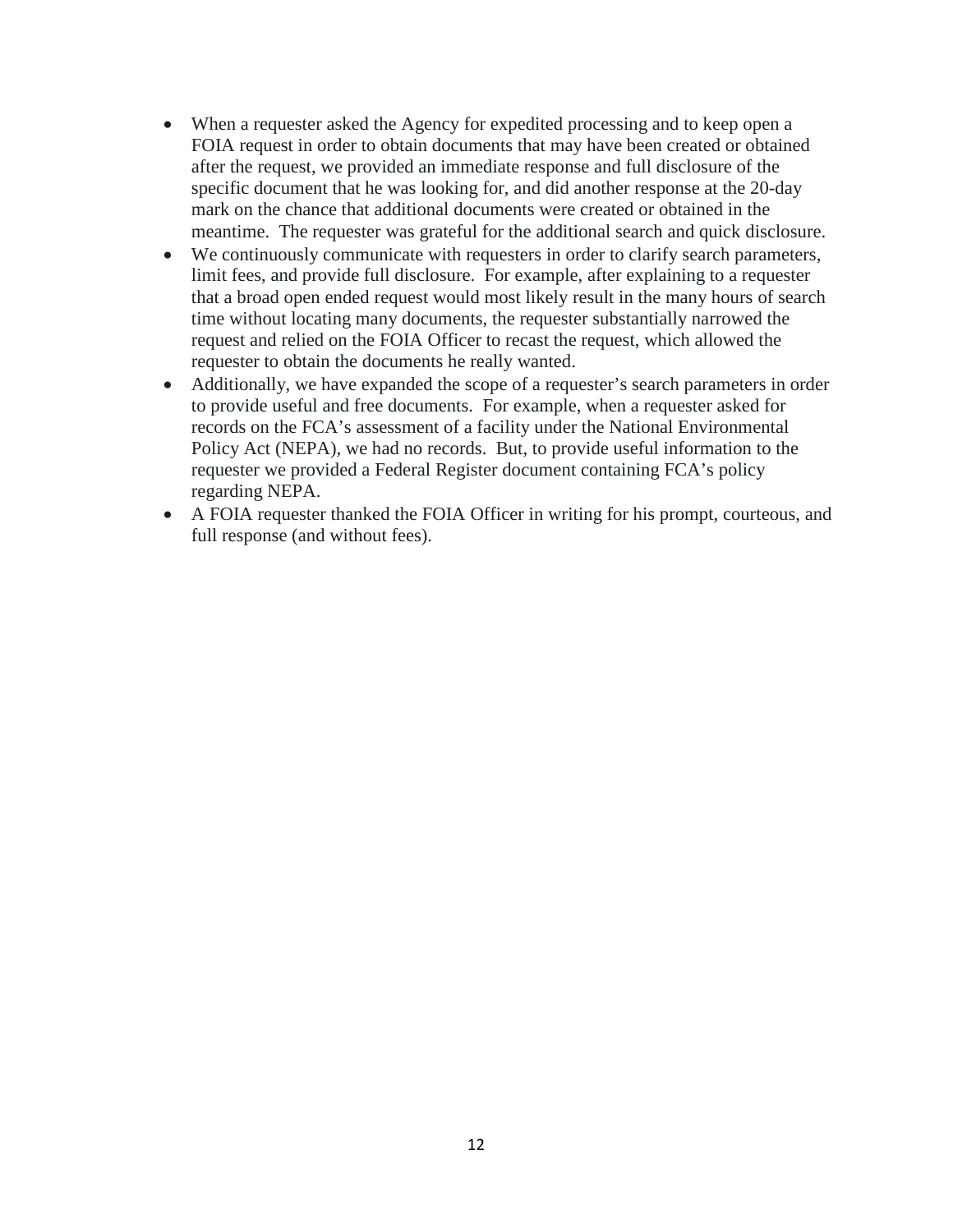- When a requester asked the Agency for expedited processing and to keep open a FOIA request in order to obtain documents that may have been created or obtained after the request, we provided an immediate response and full disclosure of the specific document that he was looking for, and did another response at the 20-day mark on the chance that additional documents were created or obtained in the meantime. The requester was grateful for the additional search and quick disclosure.
- We continuously communicate with requesters in order to clarify search parameters, limit fees, and provide full disclosure. For example, after explaining to a requester that a broad open ended request would most likely result in the many hours of search time without locating many documents, the requester substantially narrowed the request and relied on the FOIA Officer to recast the request, which allowed the requester to obtain the documents he really wanted.
- Additionally, we have expanded the scope of a requester's search parameters in order to provide useful and free documents. For example, when a requester asked for records on the FCA's assessment of a facility under the National Environmental Policy Act (NEPA), we had no records. But, to provide useful information to the requester we provided a Federal Register document containing FCA's policy regarding NEPA.
- A FOIA requester thanked the FOIA Officer in writing for his prompt, courteous, and full response (and without fees).